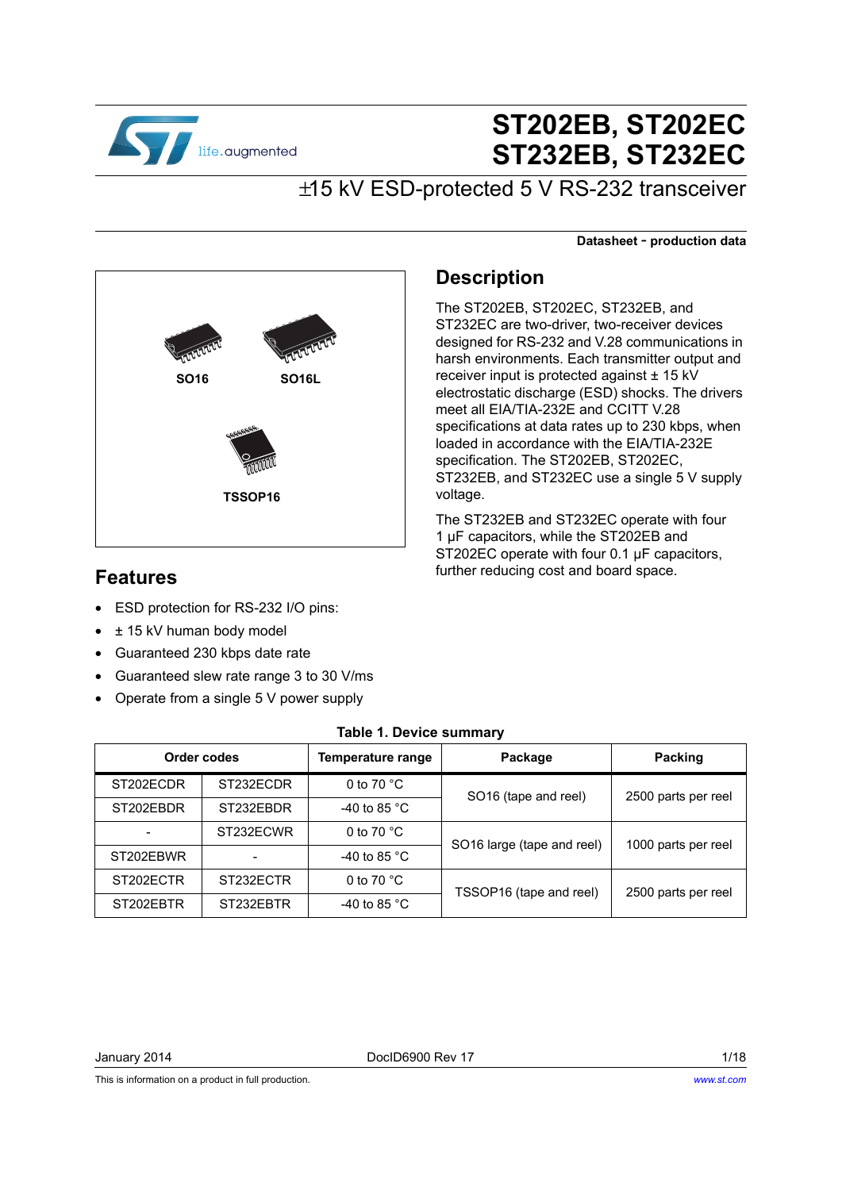# ST202EB, ST202EC ST232EB, ST232EC

## ±15 kV ESD-protected 5 V RS-232 transceiver

**Datasheet - production data**

SO16

SO16L

TSSOP16

## Features

- ESD protection for RS-232 I/O pins:
- ± 15 kV human body model
- Guaranteed 230 kbps date rate
- Guaranteed slew rate range 3 to 30 V/ms
- Operate from a single 5 V power supply

## Description

The ST202EB, ST202EC, ST232EB, and ST232EC are two-driver, two-receiver devices designed for RS-232 and V.28 communications in harsh environments. Each transmitter output and receiver input is protected against ± 15 kV electrostatic discharge (ESD) shocks. The drivers meet all EIA/TIA-232E and CCITT V.28 specifications at data rates up to 230 kbps, when loaded in accordance with the EIA/TIA-232E specification. The ST202EB, ST202EC, ST232EB, and ST232EC use a single 5 V supply voltage.

The ST232EB and ST232EC operate with four 1 µF capacitors, while the ST202EB and ST202EC operate with four 0.1 µF capacitors, further reducing cost and board space.

**Table 1. Device summary**

| Order codes | | Temperature range | Package | Packing |
|---|---|---|---|---|
| ST202ECDR | ST232ECDR | 0 to 70 °C | SO16 (tape and reel) | 2500 parts per reel |
| ST202EBDR | ST232EBDR | -40 to 85 °C | | |
| - | ST232ECWR | 0 to 70 °C | SO16 large (tape and reel) | 1000 parts per reel |
| ST202EBWR | - | -40 to 85 °C | | |
| ST202ECTR | ST232ECTR | 0 to 70 °C | TSSOP16 (tape and reel) | 2500 parts per reel |
| ST202EBTR | ST232EBTR | -40 to 85 °C | | |

January 2014 DocID6900 Rev 17

This is information on a product in full production.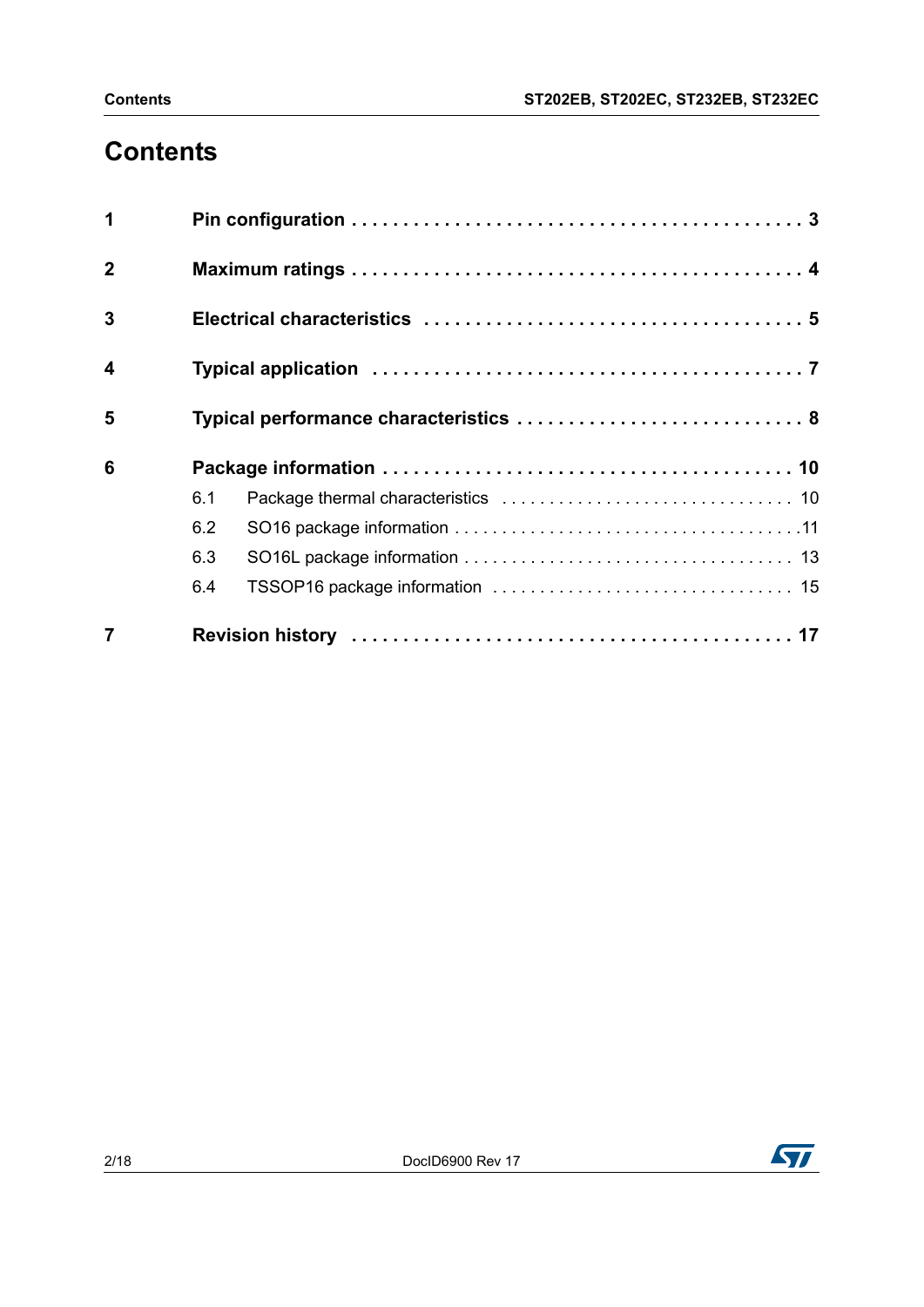# Contents

1 Pin configuration . . . . . . . . . . . . . . . . . . . . . . . . . . . . . . . . . . . . . . . . . . . 3

2 Maximum ratings . . . . . . . . . . . . . . . . . . . . . . . . . . . . . . . . . . . . . . . . . . . 4

3 Electrical characteristics . . . . . . . . . . . . . . . . . . . . . . . . . . . . . . . . . . . . 5

4 Typical application . . . . . . . . . . . . . . . . . . . . . . . . . . . . . . . . . . . . . . . . . 7

5 Typical performance characteristics . . . . . . . . . . . . . . . . . . . . . . . . . . . 8

6 Package information . . . . . . . . . . . . . . . . . . . . . . . . . . . . . . . . . . . . . . 10

- 6.1 Package thermal characteristics . . . . . . . . . . . . . . . . . . . . . . . . . . . . . . 10
- 6.2 SO16 package information . . . . . . . . . . . . . . . . . . . . . . . . . . . . . . . . . . . 11
- 6.3 SO16L package information . . . . . . . . . . . . . . . . . . . . . . . . . . . . . . . . . 13
- 6.4 TSSOP16 package information . . . . . . . . . . . . . . . . . . . . . . . . . . . . . . . 15

7 Revision history . . . . . . . . . . . . . . . . . . . . . . . . . . . . . . . . . . . . . . . . . . 17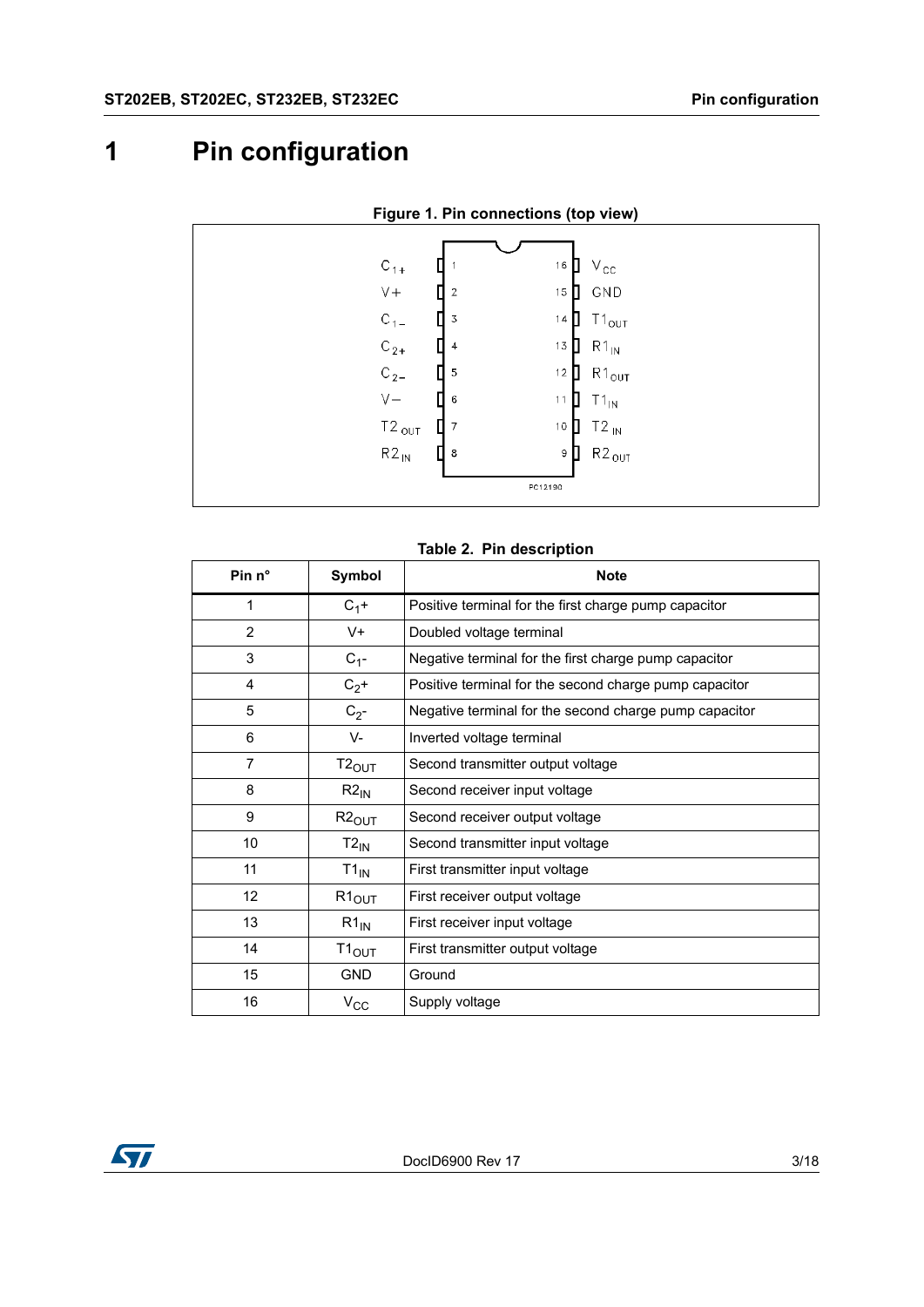# 1 Pin configuration

**Figure 1. Pin connections (top view)**

**Table 2. Pin description**

| Pin n° | Symbol | Note |
|---|---|---|
| 1 | $C_1$+ | Positive terminal for the first charge pump capacitor |
| 2 | V+ | Doubled voltage terminal |
| 3 | $C_1$- | Negative terminal for the first charge pump capacitor |
| 4 | $C_2$+ | Positive terminal for the second charge pump capacitor |
| 5 | $C_2$- | Negative terminal for the second charge pump capacitor |
| 6 | V- | Inverted voltage terminal |
| 7 | $T2_{OUT}$ | Second transmitter output voltage |
| 8 | $R2_{IN}$ | Second receiver input voltage |
| 9 | $R2_{OUT}$ | Second receiver output voltage |
| 10 | $T2_{IN}$ | Second transmitter input voltage |
| 11 | $T1_{IN}$ | First transmitter input voltage |
| 12 | $R1_{OUT}$ | First receiver output voltage |
| 13 | $R1_{IN}$ | First receiver input voltage |
| 14 | $T1_{OUT}$ | First transmitter output voltage |
| 15 | GND | Ground |
| 16 | $V_{CC}$ | Supply voltage |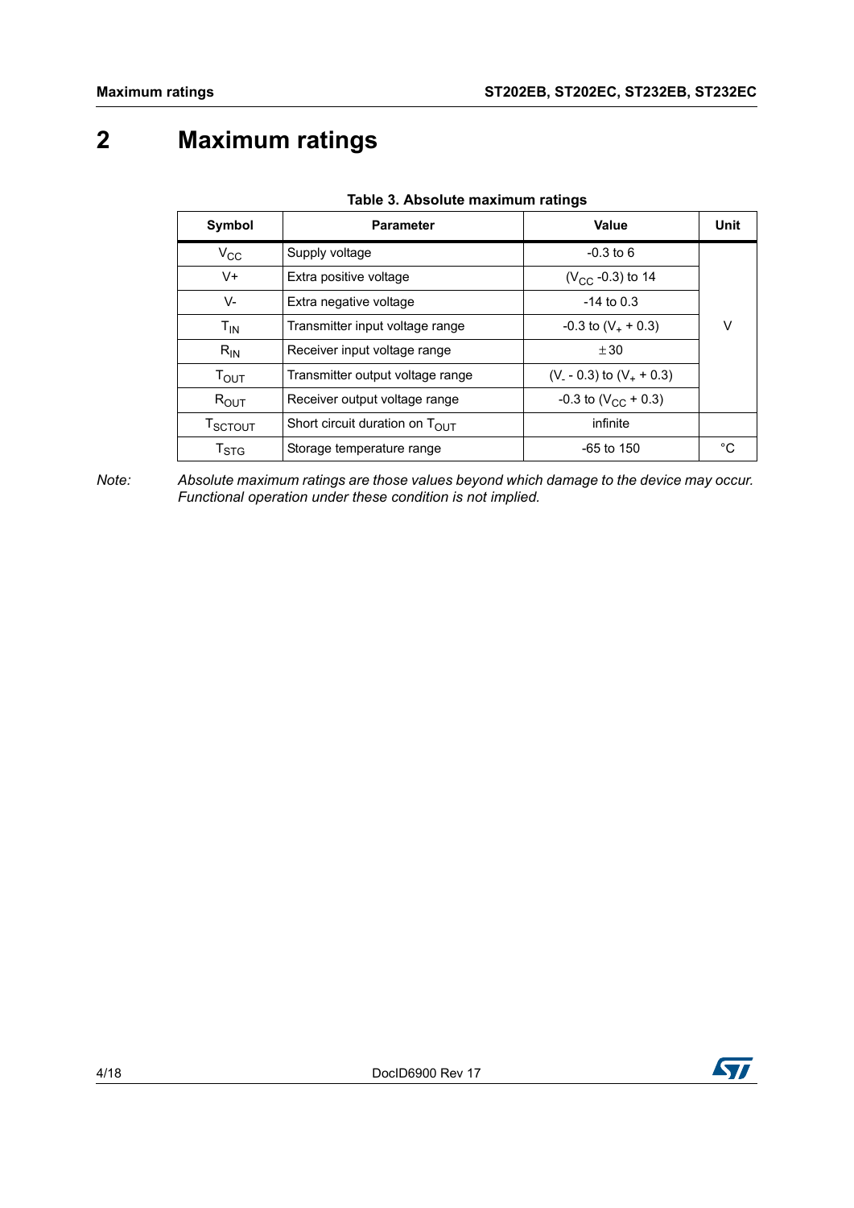# 2 Maximum ratings

**Table 3. Absolute maximum ratings**

| Symbol | Parameter | Value | Unit |
|---|---|---|---|
| $V_{CC}$ | Supply voltage | -0.3 to 6 | V |
| V+ | Extra positive voltage | ($V_{CC}$ -0.3) to 14 | V |
| V- | Extra negative voltage | -14 to 0.3 | V |
| $T_{IN}$ | Transmitter input voltage range | -0.3 to ($V_+$ + 0.3) | V |
| $R_{IN}$ | Receiver input voltage range | ± 30 | V |
| $T_{OUT}$ | Transmitter output voltage range | ($V_-$ - 0.3) to ($V_+$ + 0.3) | V |
| $R_{OUT}$ | Receiver output voltage range | -0.3 to ($V_{CC}$ + 0.3) | V |
| $T_{SCTOUT}$ | Short circuit duration on $T_{OUT}$ | infinite | |
| $T_{STG}$ | Storage temperature range | -65 to 150 | °C |

*Note: Absolute maximum ratings are those values beyond which damage to the device may occur. Functional operation under these condition is not implied.*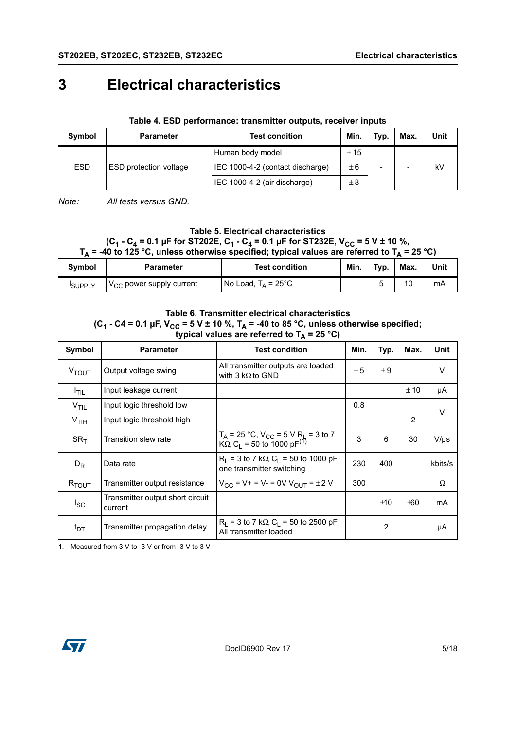# 3 Electrical characteristics

**Table 4. ESD performance: transmitter outputs, receiver inputs**

| Symbol | Parameter | Test condition | Min. | Typ. | Max. | Unit |
|---|---|---|---|---|---|---|
| ESD | ESD protection voltage | Human body model | ± 15 | - | - | kV |
| | | IEC 1000-4-2 (contact discharge) | ±6 | | | |
| | | IEC 1000-4-2 (air discharge) | ±8 | | | |

*Note: All tests versus GND.*

**Table 5. Electrical characteristics**
**($C_1$ - $C_4$ = 0.1 µF for ST202E, $C_1$ - $C_4$ = 0.1 µF for ST232E, $V_{CC}$ = 5 V ± 10 %, $T_A$ = -40 to 125 °C, unless otherwise specified; typical values are referred to $T_A$ = 25 °C)**

| Symbol | Parameter | Test condition | Min. | Typ. | Max. | Unit |
|---|---|---|---|---|---|---|
| $I_{SUPPLY}$ | $V_{CC}$ power supply current | No Load, $T_A$ = 25°C | | 5 | 10 | mA |

**Table 6. Transmitter electrical characteristics**
**($C_1$ - C4 = 0.1 µF, $V_{CC}$ = 5 V ± 10 %, $T_A$ = -40 to 85 °C, unless otherwise specified; typical values are referred to $T_A$ = 25 °C)**

| Symbol | Parameter | Test condition | Min. | Typ. | Max. | Unit |
|---|---|---|---|---|---|---|
| $V_{TOUT}$ | Output voltage swing | All transmitter outputs are loaded with 3 kΩ to GND | ± 5 | ± 9 | | V |
| $I_{TIL}$ | Input leakage current | | | | ± 10 | µA |
| $V_{TIL}$ | Input logic threshold low | | 0.8 | | | V |
| $V_{TIH}$ | Input logic threshold high | | | | 2 | |
| $SR_T$ | Transition slew rate | $T_A$ = 25 °C, $V_{CC}$ = 5 V $R_L$ = 3 to 7 KΩ, $C_L$ = 50 to 1000 pF[1] | 3 | 6 | 30 | V/µs |
| $D_R$ | Data rate | $R_L$ = 3 to 7 kΩ, $C_L$ = 50 to 1000 pF one transmitter switching | 230 | 400 | | kbits/s |
| $R_{TOUT}$ | Transmitter output resistance | $V_{CC}$ = V+ = V- = 0V $V_{OUT}$ = ±2 V | 300 | | | Ω |
| $I_{SC}$ | Transmitter output short circuit current | | | ±10 | ±60 | mA |
| $t_{DT}$ | Transmitter propagation delay | $R_L$ = 3 to 7 kΩ, $C_L$ = 50 to 2500 pF All transmitter loaded | | 2 | | µA |

1. Measured from 3 V to -3 V or from -3 V to 3 V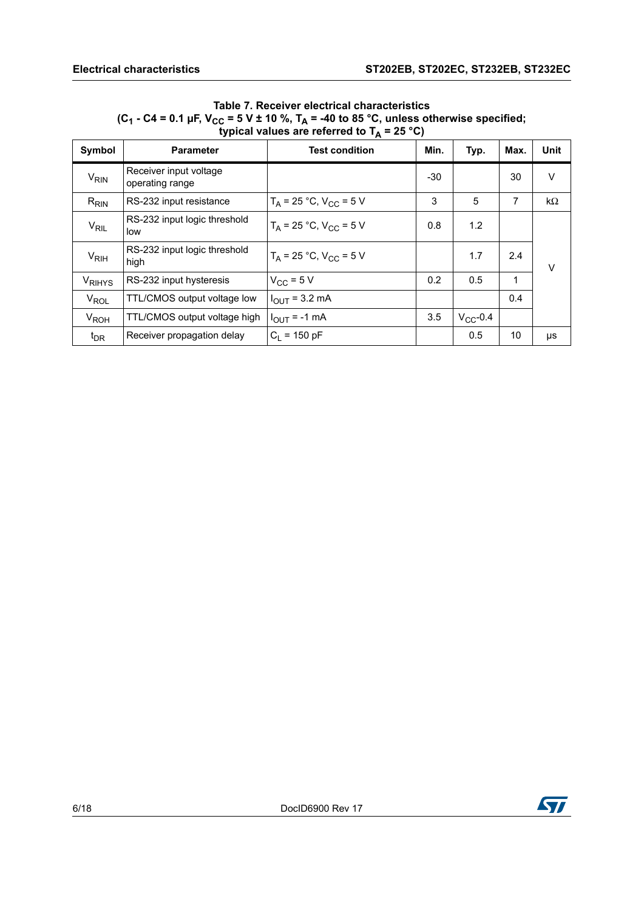**Table 7. Receiver electrical characteristics**
**($C_1$ - C4 = 0.1 µF, $V_{CC}$ = 5 V ± 10 %, $T_A$ = -40 to 85 °C, unless otherwise specified; typical values are referred to $T_A$ = 25 °C)**

| Symbol | Parameter | Test condition | Min. | Typ. | Max. | Unit |
|---|---|---|---|---|---|---|
| $V_{RIN}$ | Receiver input voltage operating range | | -30 | | 30 | V |
| $R_{RIN}$ | RS-232 input resistance | $T_A$ = 25 °C, $V_{CC}$ = 5 V | 3 | 5 | 7 | kΩ |
| $V_{RIL}$ | RS-232 input logic threshold low | $T_A$ = 25 °C, $V_{CC}$ = 5 V | 0.8 | 1.2 | | V |
| $V_{RIH}$ | RS-232 input logic threshold high | $T_A$ = 25 °C, $V_{CC}$ = 5 V | | 1.7 | 2.4 | V |
| $V_{RIHYS}$ | RS-232 input hysteresis | $V_{CC}$ = 5 V | 0.2 | 0.5 | 1 | V |
| $V_{ROL}$ | TTL/CMOS output voltage low | $I_{OUT}$ = 3.2 mA | | | 0.4 | V |
| $V_{ROH}$ | TTL/CMOS output voltage high | $I_{OUT}$ = -1 mA | 3.5 | $V_{CC}$-0.4 | | V |
| $t_{DR}$ | Receiver propagation delay | $C_L$ = 150 pF | | 0.5 | 10 | µs |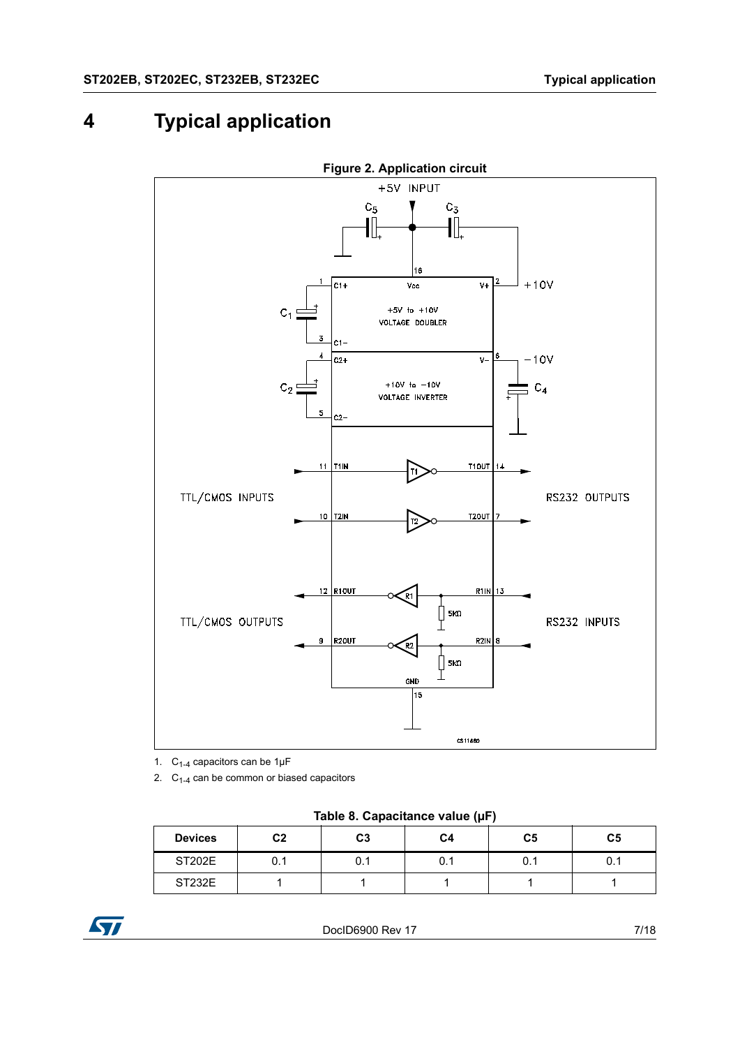# 4 Typical application

**Figure 2. Application circuit**

1. $C_{1-4}$ capacitors can be 1µF
2. $C_{1-4}$ can be common or biased capacitors

**Table 8. Capacitance value (µF)**

| Devices | C2 | C3 | C4 | C5 | C5 |
|---|---|---|---|---|---|
| ST202E | 0.1 | 0.1 | 0.1 | 0.1 | 0.1 |
| ST232E | 1 | 1 | 1 | 1 | 1 |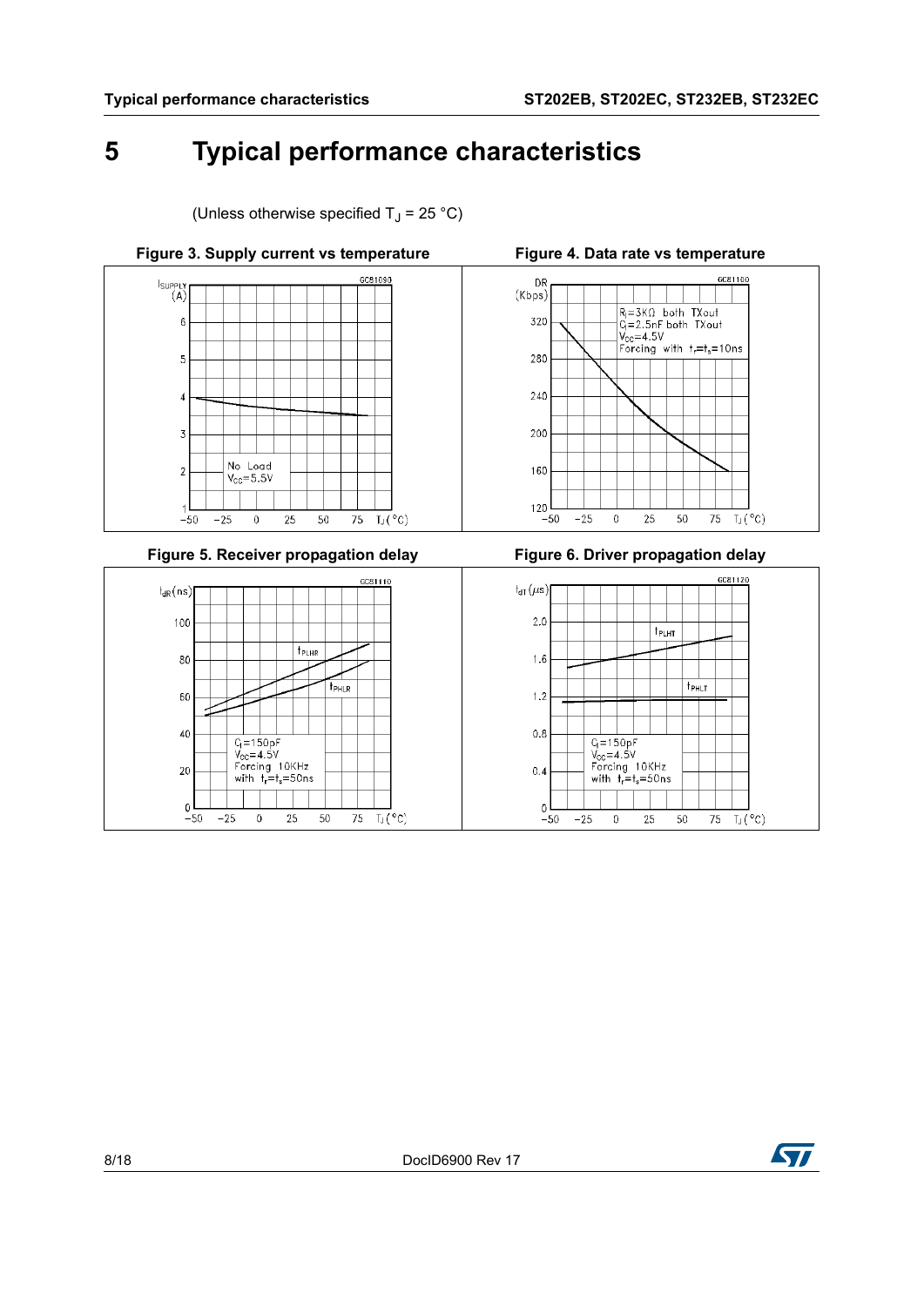# 5 Typical performance characteristics

(Unless otherwise specified $T_J$ = 25 °C)

**Figure 3. Supply current vs temperature**

**Figure 4. Data rate vs temperature**

**Figure 5. Receiver propagation delay**

**Figure 6. Driver propagation delay**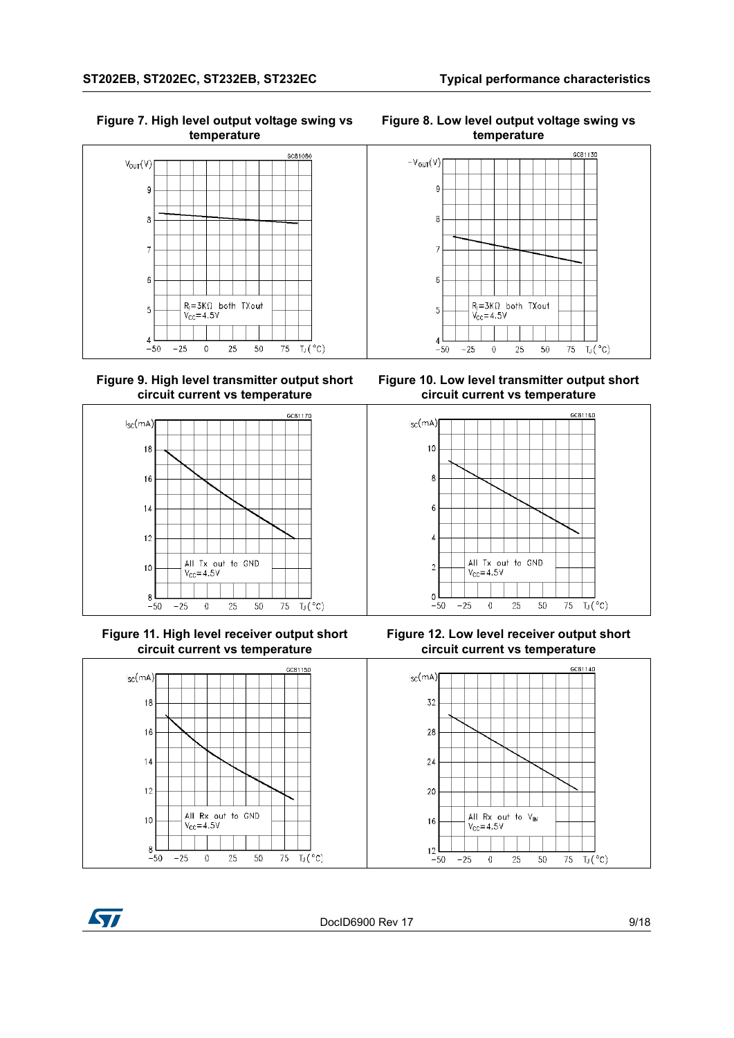**Figure 7. High level output voltage swing vs temperature**

**Figure 8. Low level output voltage swing vs temperature**

**Figure 9. High level transmitter output short circuit current vs temperature**

**Figure 10. Low level transmitter output short circuit current vs temperature**

**Figure 11. High level receiver output short circuit current vs temperature**

**Figure 12. Low level receiver output short circuit current vs temperature**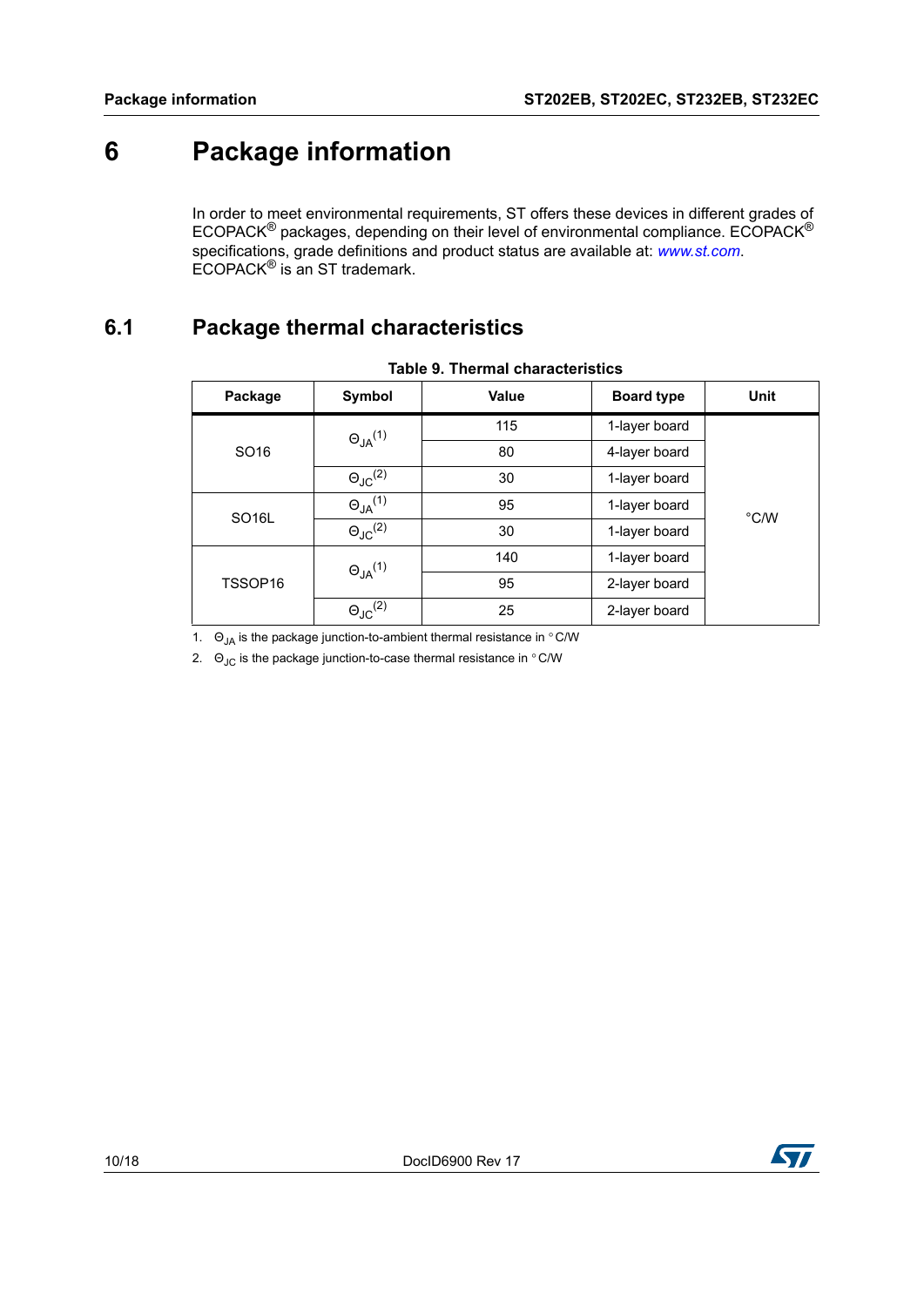# 6 Package information

In order to meet environmental requirements, ST offers these devices in different grades of ECOPACK® packages, depending on their level of environmental compliance. ECOPACK® specifications, grade definitions and product status are available at: *www.st.com*. ECOPACK® is an ST trademark.

## 6.1 Package thermal characteristics

**Table 9. Thermal characteristics**

| Package | Symbol | Value | Board type | Unit |
|---|---|---|---|---|
| SO16 | $\Theta_{JA}$ [1] | 115 | 1-layer board | °C/W |
| | | 80 | 4-layer board | |
| | $\Theta_{JC}$ [2] | 30 | 1-layer board | |
| SO16L | $\Theta_{JA}$ [1] | 95 | 1-layer board | |
| | $\Theta_{JC}$ [2] | 30 | 1-layer board | |
| TSSOP16 | $\Theta_{JA}$ [1] | 140 | 1-layer board | |
| | | 95 | 2-layer board | |
| | $\Theta_{JC}$ [2] | 25 | 2-layer board | |

1. $\Theta_{JA}$ is the package junction-to-ambient thermal resistance in °C/W
2. $\Theta_{JC}$ is the package junction-to-case thermal resistance in °C/W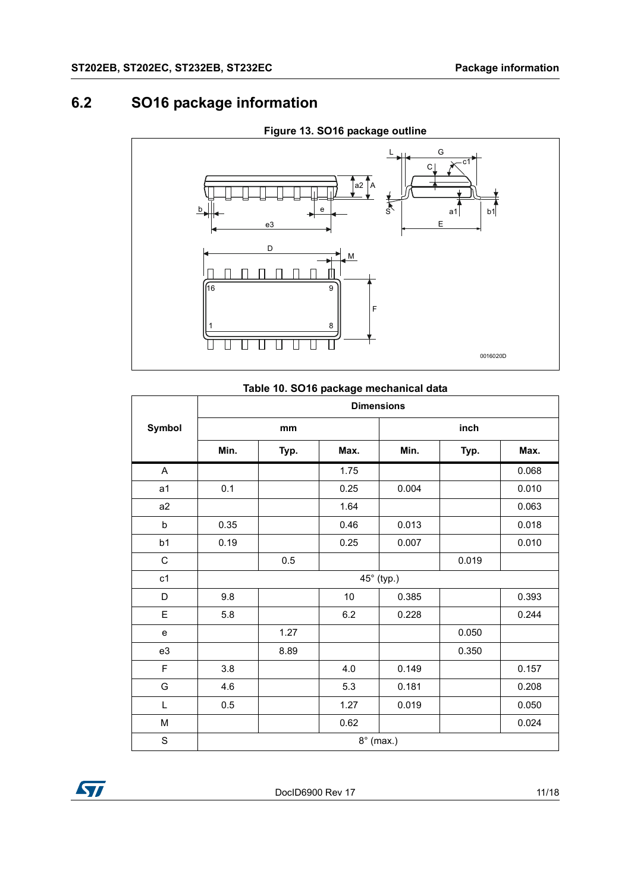## 6.2 SO16 package information

**Figure 13. SO16 package outline**

**Table 10. SO16 package mechanical data**

| Symbol | Dimensions | | | | | |
|---|---|---|---|---|---|---|
| | mm | | | inch | | |
| | Min. | Typ. | Max. | Min. | Typ. | Max. |
| A | | | 1.75 | | | 0.068 |
| a1 | 0.1 | | 0.25 | 0.004 | | 0.010 |
| a2 | | | 1.64 | | | 0.063 |
| b | 0.35 | | 0.46 | 0.013 | | 0.018 |
| b1 | 0.19 | | 0.25 | 0.007 | | 0.010 |
| C | | 0.5 | | | 0.019 | |
| c1 | 45° (typ.) | | | | | |
| D | 9.8 | | 10 | 0.385 | | 0.393 |
| E | 5.8 | | 6.2 | 0.228 | | 0.244 |
| e | | 1.27 | | | 0.050 | |
| e3 | | 8.89 | | | 0.350 | |
| F | 3.8 | | 4.0 | 0.149 | | 0.157 |
| G | 4.6 | | 5.3 | 0.181 | | 0.208 |
| L | 0.5 | | 1.27 | 0.019 | | 0.050 |
| M | | | 0.62 | | | 0.024 |
| S | 8° (max.) | | | | | |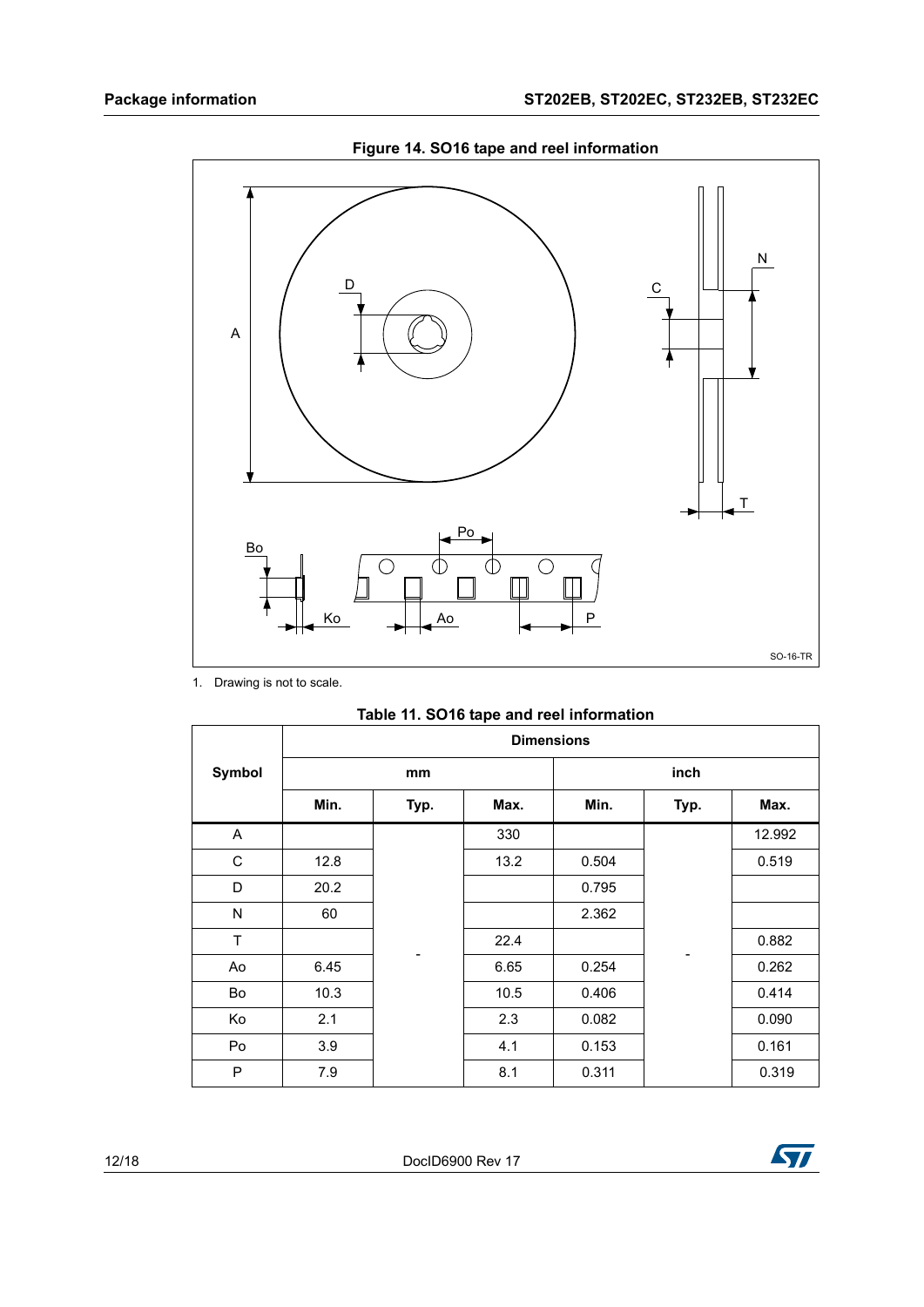**Figure 14. SO16 tape and reel information**

1. Drawing is not to scale.

**Table 11. SO16 tape and reel information**

| Symbol | Dimensions | | | | | |
|---|---|---|---|---|---|---|
| | mm | | | inch | | |
| | Min. | Typ. | Max. | Min. | Typ. | Max. |
| A | | - | 330 | | - | 12.992 |
| C | 12.8 | | 13.2 | 0.504 | | 0.519 |
| D | 20.2 | | | 0.795 | | |
| N | 60 | | | 2.362 | | |
| T | | | 22.4 | | | 0.882 |
| Ao | 6.45 | | 6.65 | 0.254 | | 0.262 |
| Bo | 10.3 | | 10.5 | 0.406 | | 0.414 |
| Ko | 2.1 | | 2.3 | 0.082 | | 0.090 |
| Po | 3.9 | | 4.1 | 0.153 | | 0.161 |
| P | 7.9 | | 8.1 | 0.311 | | 0.319 |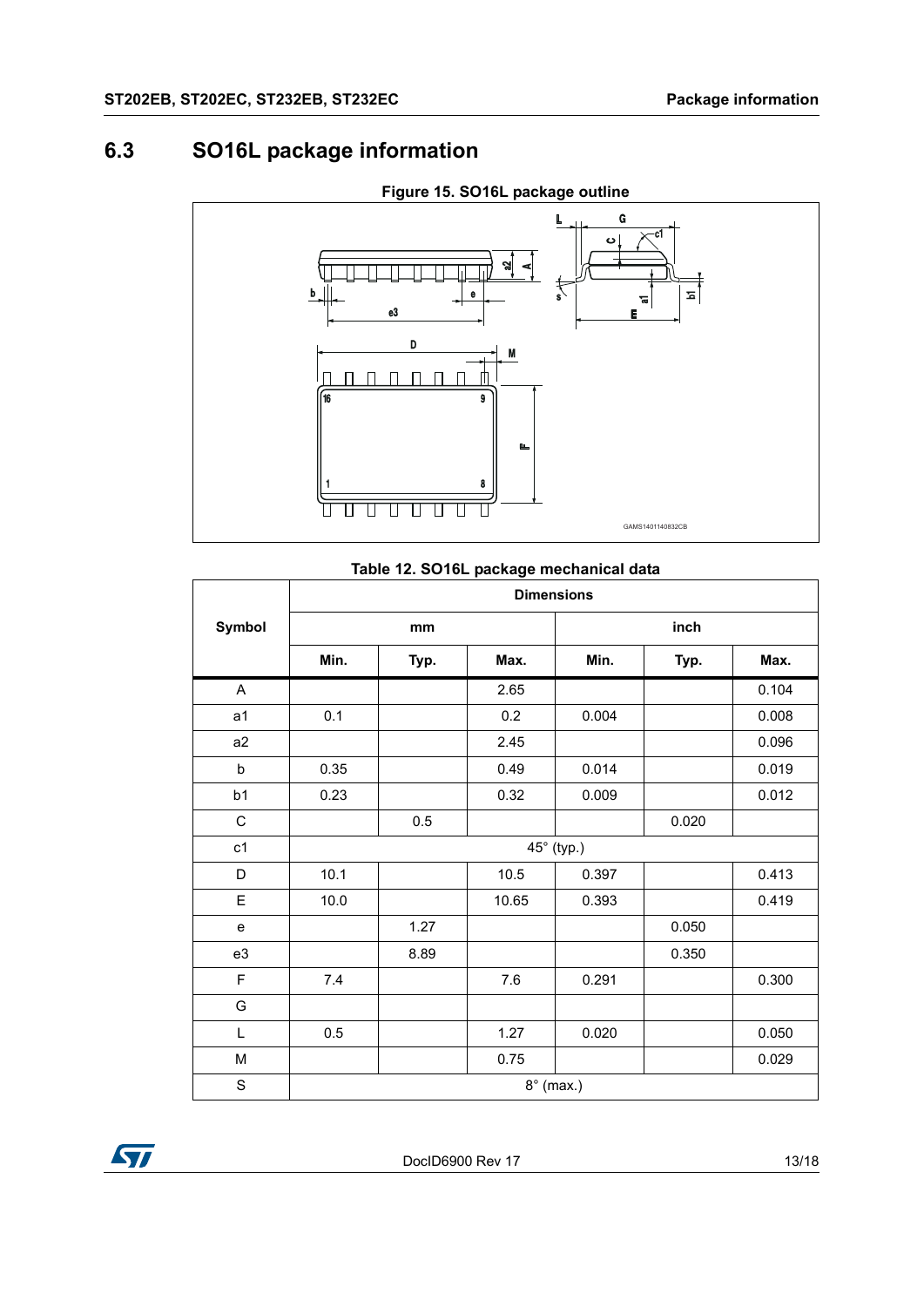## 6.3 SO16L package information

**Figure 15. SO16L package outline**

**Table 12. SO16L package mechanical data**

| Symbol | Dimensions | | | | | |
|---|---|---|---|---|---|---|
| | mm | | | inch | | |
| | Min. | Typ. | Max. | Min. | Typ. | Max. |
| A | | | 2.65 | | | 0.104 |
| a1 | 0.1 | | 0.2 | 0.004 | | 0.008 |
| a2 | | | 2.45 | | | 0.096 |
| b | 0.35 | | 0.49 | 0.014 | | 0.019 |
| b1 | 0.23 | | 0.32 | 0.009 | | 0.012 |
| C | | 0.5 | | | 0.020 | |
| c1 | 45° (typ.) | | | | | |
| D | 10.1 | | 10.5 | 0.397 | | 0.413 |
| E | 10.0 | | 10.65 | 0.393 | | 0.419 |
| e | | 1.27 | | | 0.050 | |
| e3 | | 8.89 | | | 0.350 | |
| F | 7.4 | | 7.6 | 0.291 | | 0.300 |
| G | | | | | | |
| L | 0.5 | | 1.27 | 0.020 | | 0.050 |
| M | | | 0.75 | | | 0.029 |
| S | 8° (max.) | | | | | |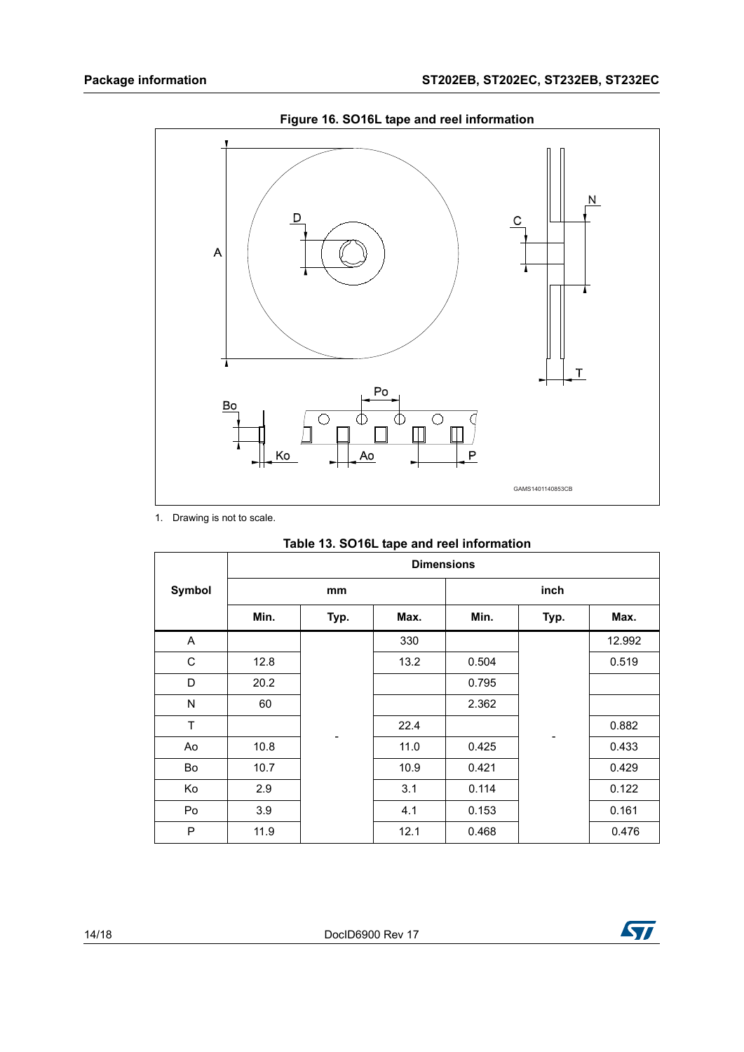**Figure 16. SO16L tape and reel information**

1. Drawing is not to scale.

**Table 13. SO16L tape and reel information**

| Symbol | Dimensions | | | | | |
|---|---|---|---|---|---|---|
| | mm | | | inch | | |
| | Min. | Typ. | Max. | Min. | Typ. | Max. |
| A | | - | 330 | | - | 12.992 |
| C | 12.8 | | 13.2 | 0.504 | | 0.519 |
| D | 20.2 | | | 0.795 | | |
| N | 60 | | | 2.362 | | |
| T | | | 22.4 | | | 0.882 |
| Ao | 10.8 | | 11.0 | 0.425 | | 0.433 |
| Bo | 10.7 | | 10.9 | 0.421 | | 0.429 |
| Ko | 2.9 | | 3.1 | 0.114 | | 0.122 |
| Po | 3.9 | | 4.1 | 0.153 | | 0.161 |
| P | 11.9 | | 12.1 | 0.468 | | 0.476 |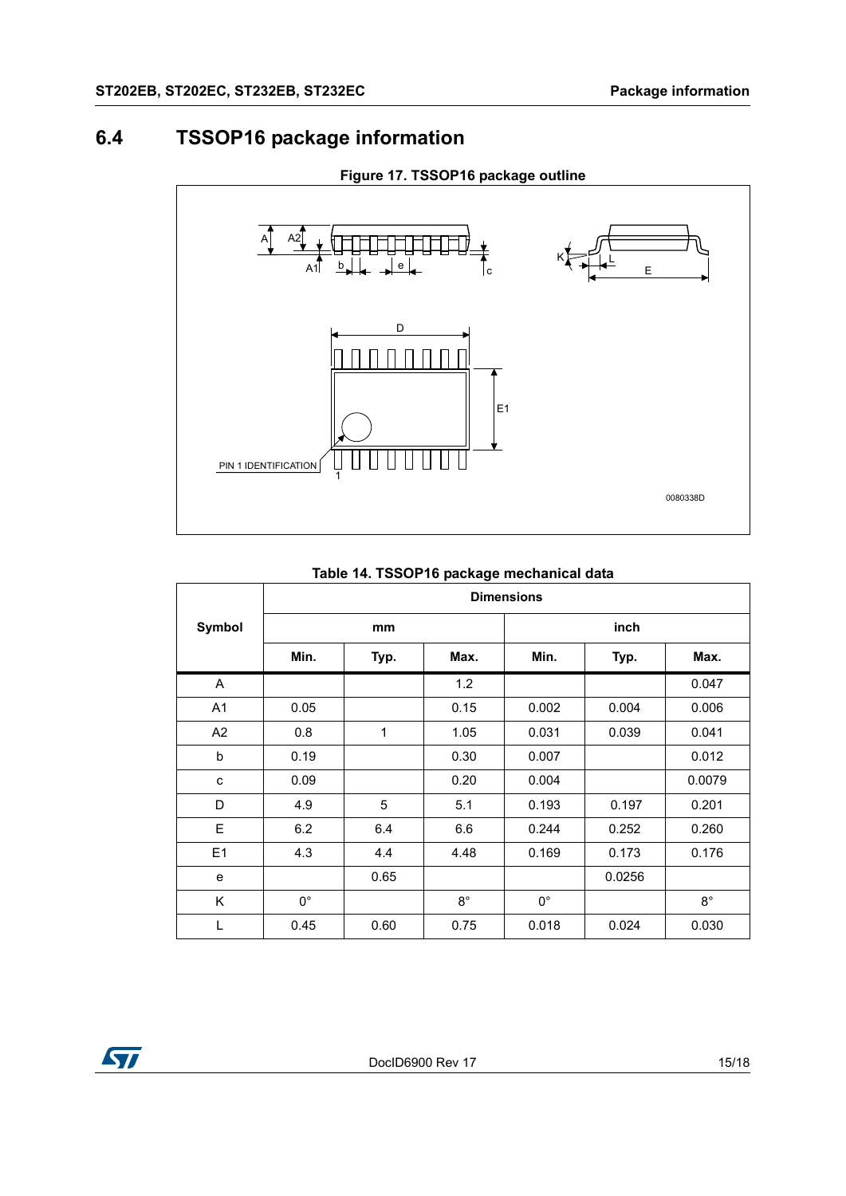## 6.4 TSSOP16 package information

Figure 17. TSSOP16 package outline

Table 14. TSSOP16 package mechanical data

| Symbol | Dimensions | | | | | |
|---|---|---|---|---|---|---|
| | mm | | | inch | | |
| | Min. | Typ. | Max. | Min. | Typ. | Max. |
| A | | | 1.2 | | | 0.047 |
| A1 | 0.05 | | 0.15 | 0.002 | 0.004 | 0.006 |
| A2 | 0.8 | 1 | 1.05 | 0.031 | 0.039 | 0.041 |
| b | 0.19 | | 0.30 | 0.007 | | 0.012 |
| c | 0.09 | | 0.20 | 0.004 | | 0.0079 |
| D | 4.9 | 5 | 5.1 | 0.193 | 0.197 | 0.201 |
| E | 6.2 | 6.4 | 6.6 | 0.244 | 0.252 | 0.260 |
| E1 | 4.3 | 4.4 | 4.48 | 0.169 | 0.173 | 0.176 |
| e | | 0.65 | | | 0.0256 | |
| K | 0° | | 8° | 0° | | 8° |
| L | 0.45 | 0.60 | 0.75 | 0.018 | 0.024 | 0.030 |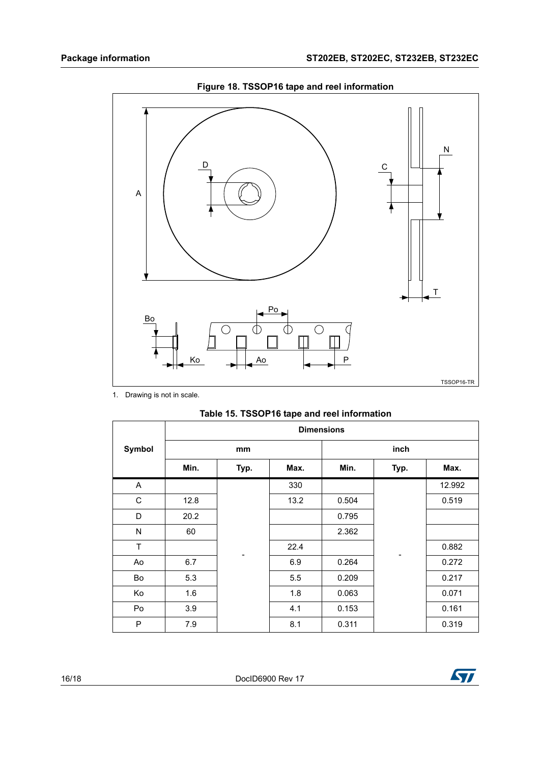**Figure 18. TSSOP16 tape and reel information**

1. Drawing is not in scale.

**Table 15. TSSOP16 tape and reel information**

| Symbol | Dimensions | | | | | |
|---|---|---|---|---|---|---|
| | mm | | | inch | | |
| | Min. | Typ. | Max. | Min. | Typ. | Max. |
| A | | - | 330 | | - | 12.992 |
| C | 12.8 | - | 13.2 | 0.504 | - | 0.519 |
| D | 20.2 | - | | 0.795 | - | |
| N | 60 | - | | 2.362 | - | |
| T | | - | 22.4 | | - | 0.882 |
| Ao | 6.7 | - | 6.9 | 0.264 | - | 0.272 |
| Bo | 5.3 | - | 5.5 | 0.209 | - | 0.217 |
| Ko | 1.6 | - | 1.8 | 0.063 | - | 0.071 |
| Po | 3.9 | - | 4.1 | 0.153 | - | 0.161 |
| P | 7.9 | - | 8.1 | 0.311 | - | 0.319 |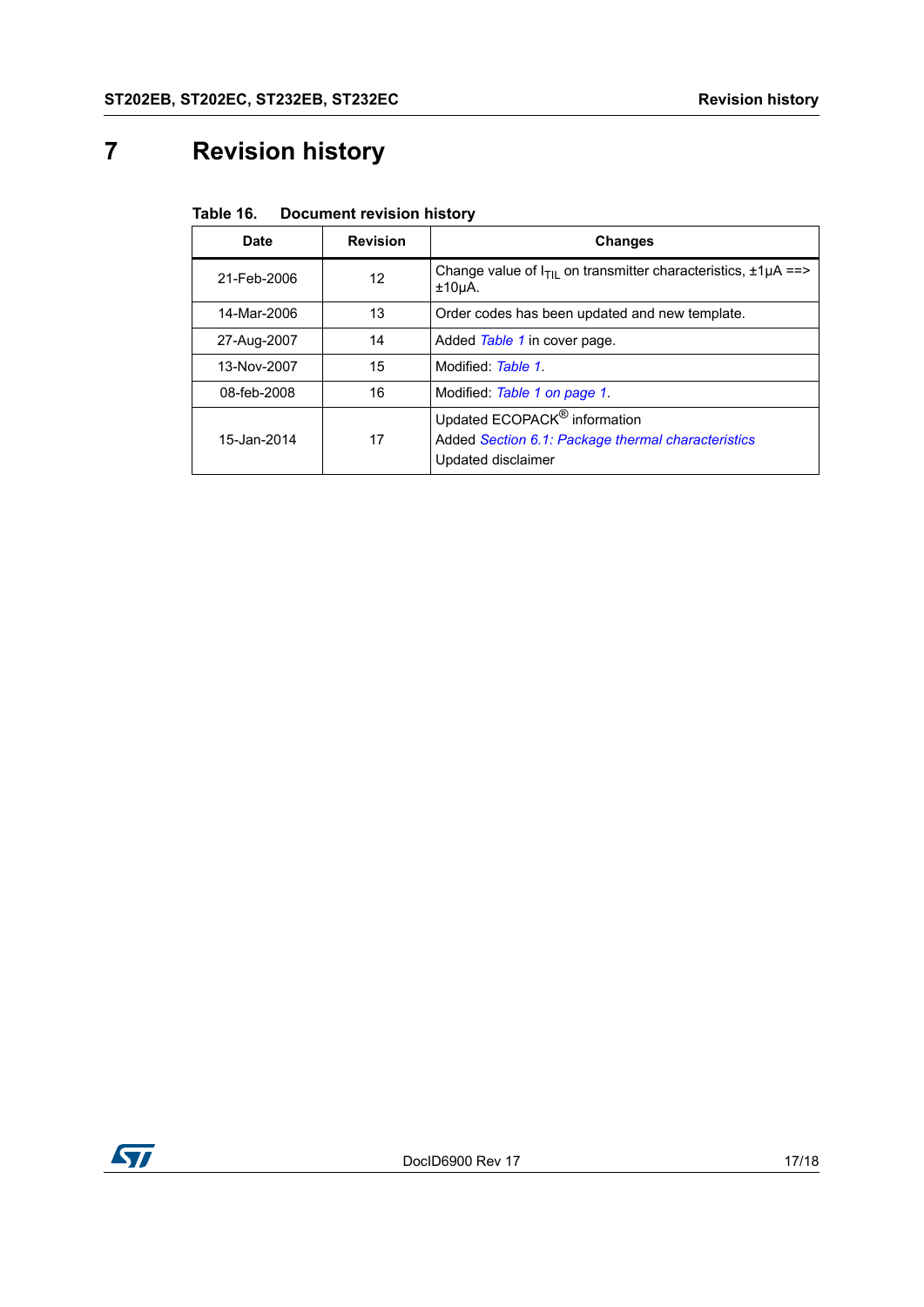# 7 Revision history

**Table 16. Document revision history**

| Date | Revision | Changes |
|---|---|---|
| 21-Feb-2006 | 12 | Change value of $I_{TIL}$ on transmitter characteristics, ±1µA ==> ±10µA. |
| 14-Mar-2006 | 13 | Order codes has been updated and new template. |
| 27-Aug-2007 | 14 | Added *Table 1* in cover page. |
| 13-Nov-2007 | 15 | Modified: *Table 1*. |
| 08-feb-2008 | 16 | Modified: *Table 1 on page 1*. |
| 15-Jan-2014 | 17 | Updated ECOPACK® information<br>Added *Section 6.1: Package thermal characteristics*<br>Updated disclaimer |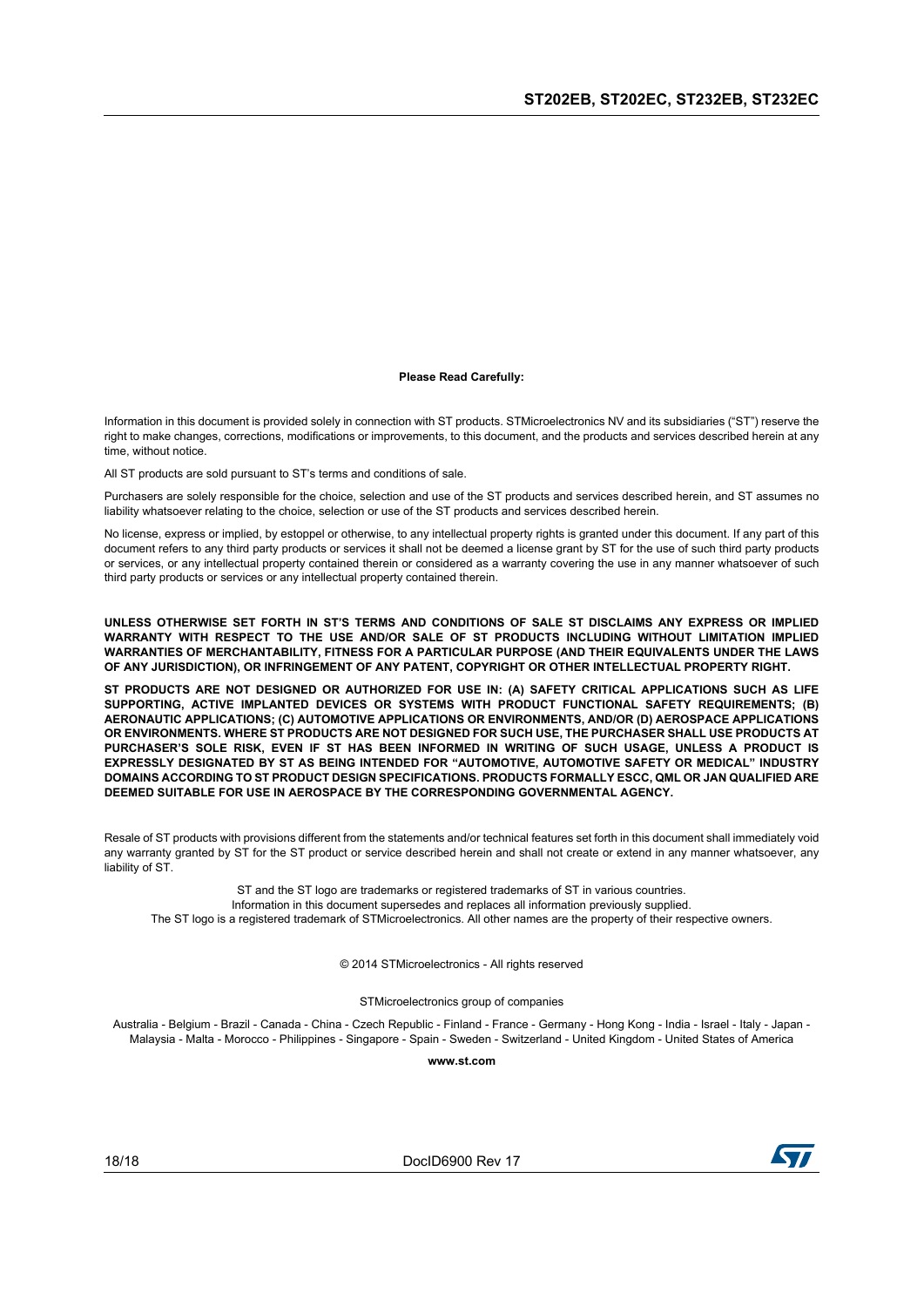**Please Read Carefully:**

Information in this document is provided solely in connection with ST products. STMicroelectronics NV and its subsidiaries (“ST”) reserve the right to make changes, corrections, modifications or improvements, to this document, and the products and services described herein at any time, without notice.

All ST products are sold pursuant to ST’s terms and conditions of sale.

Purchasers are solely responsible for the choice, selection and use of the ST products and services described herein, and ST assumes no liability whatsoever relating to the choice, selection or use of the ST products and services described herein.

No license, express or implied, by estoppel or otherwise, to any intellectual property rights is granted under this document. If any part of this document refers to any third party products or services it shall not be deemed a license grant by ST for the use of such third party products or services, or any intellectual property contained therein or considered as a warranty covering the use in any manner whatsoever of such third party products or services or any intellectual property contained therein.

**UNLESS OTHERWISE SET FORTH IN ST’S TERMS AND CONDITIONS OF SALE ST DISCLAIMS ANY EXPRESS OR IMPLIED WARRANTY WITH RESPECT TO THE USE AND/OR SALE OF ST PRODUCTS INCLUDING WITHOUT LIMITATION IMPLIED WARRANTIES OF MERCHANTABILITY, FITNESS FOR A PARTICULAR PURPOSE (AND THEIR EQUIVALENTS UNDER THE LAWS OF ANY JURISDICTION), OR INFRINGEMENT OF ANY PATENT, COPYRIGHT OR OTHER INTELLECTUAL PROPERTY RIGHT.**

**ST PRODUCTS ARE NOT DESIGNED OR AUTHORIZED FOR USE IN: (A) SAFETY CRITICAL APPLICATIONS SUCH AS LIFE SUPPORTING, ACTIVE IMPLANTED DEVICES OR SYSTEMS WITH PRODUCT FUNCTIONAL SAFETY REQUIREMENTS; (B) AERONAUTIC APPLICATIONS; (C) AUTOMOTIVE APPLICATIONS OR ENVIRONMENTS, AND/OR (D) AEROSPACE APPLICATIONS OR ENVIRONMENTS. WHERE ST PRODUCTS ARE NOT DESIGNED FOR SUCH USE, THE PURCHASER SHALL USE PRODUCTS AT PURCHASER’S SOLE RISK, EVEN IF ST HAS BEEN INFORMED IN WRITING OF SUCH USAGE, UNLESS A PRODUCT IS EXPRESSLY DESIGNATED BY ST AS BEING INTENDED FOR “AUTOMOTIVE, AUTOMOTIVE SAFETY OR MEDICAL” INDUSTRY DOMAINS ACCORDING TO ST PRODUCT DESIGN SPECIFICATIONS. PRODUCTS FORMALLY ESCC, QML OR JAN QUALIFIED ARE DEEMED SUITABLE FOR USE IN AEROSPACE BY THE CORRESPONDING GOVERNMENTAL AGENCY.**

Resale of ST products with provisions different from the statements and/or technical features set forth in this document shall immediately void any warranty granted by ST for the ST product or service described herein and shall not create or extend in any manner whatsoever, any liability of ST.

ST and the ST logo are trademarks or registered trademarks of ST in various countries.
Information in this document supersedes and replaces all information previously supplied.
The ST logo is a registered trademark of STMicroelectronics. All other names are the property of their respective owners.

© 2014 STMicroelectronics - All rights reserved

STMicroelectronics group of companies

Australia - Belgium - Brazil - Canada - China - Czech Republic - Finland - France - Germany - Hong Kong - India - Israel - Italy - Japan - Malaysia - Malta - Morocco - Philippines - Singapore - Spain - Sweden - Switzerland - United Kingdom - United States of America

**www.st.com**